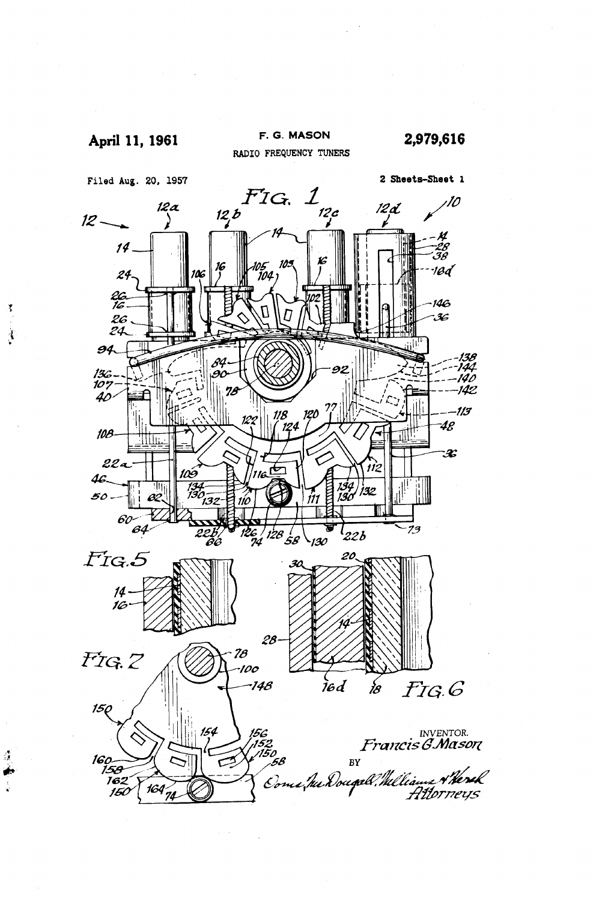April 11, 1961 F. G. MASON 2,979,616

RADIO FREQUENCY TUNERS

Filed Aug. 20, 1957 2 Sheets-Sheet 1

FIG. 1

FIG. 5

FIG. 6

FIG. 7

INVENTOR.
Francis G. Mason

BY

Oona, McDougall, Williams & Hersh
Attorneys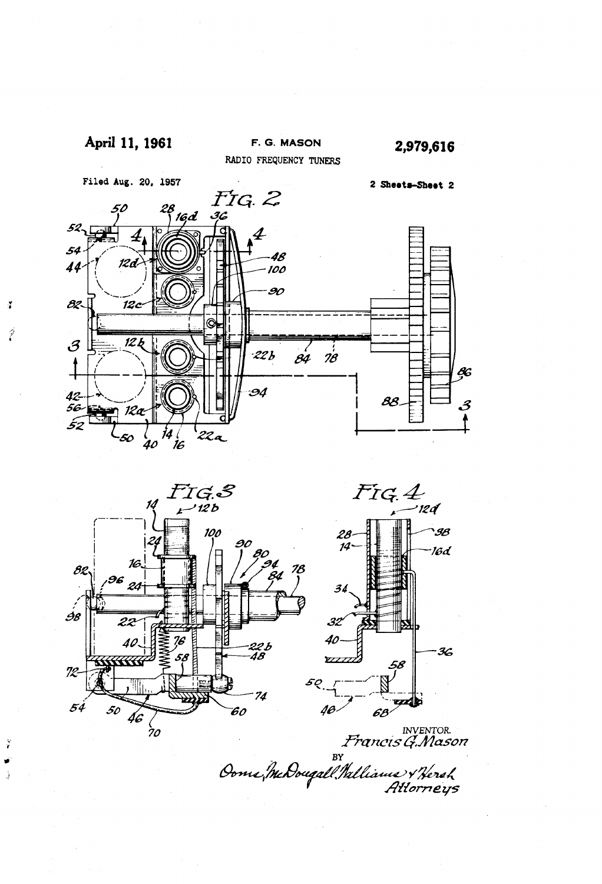April 11, 1961 F. G. MASON 2,979,616

RADIO FREQUENCY TUNERS

Filed Aug. 20, 1957 2 Sheets-Sheet 2

FIG. 2

FIG. 3

FIG. 4

INVENTOR.
Francis G. Mason

BY

Owen, McDougall, Williams & Hersh
Attorneys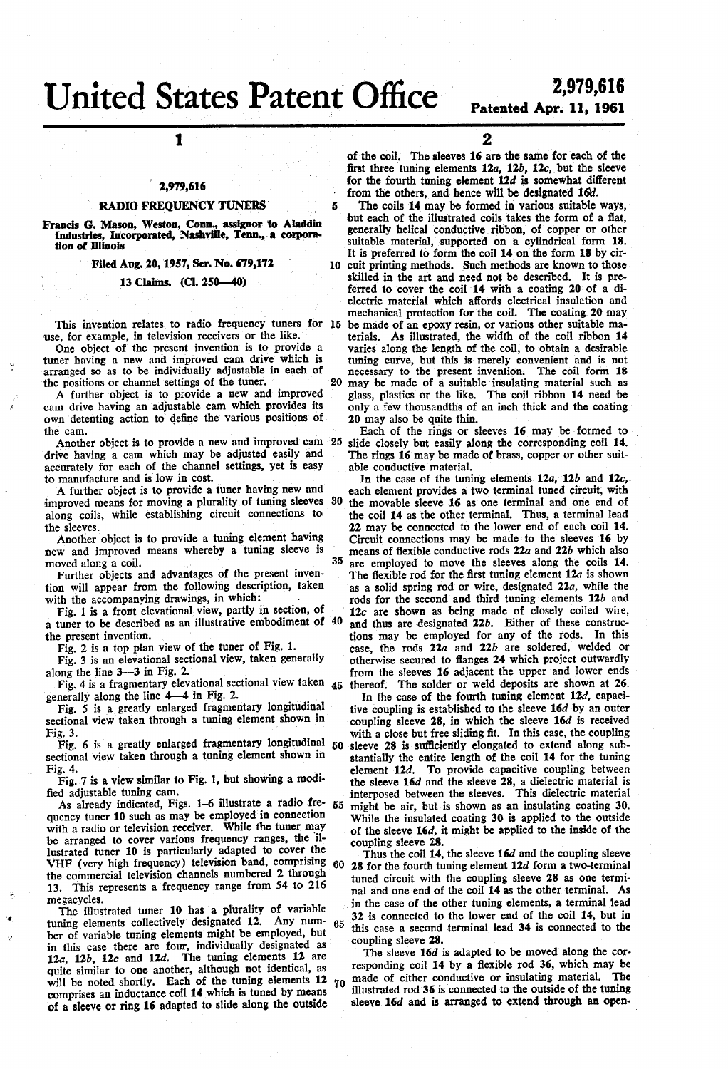# United States Patent Office

**2,979,616**

**Patented Apr. 11, 1961**

## 2,979,616

## RADIO FREQUENCY TUNERS

Francis G. Mason, Weston, Conn., assignor to Aladdin Industries, Incorporated, Nashville, Tenn., a corporation of Illinois

Filed Aug. 20, 1957, Ser. No. 679,172

13 Claims. (Cl. 250—40)

This invention relates to radio frequency tuners for use, for example, in television receivers or the like.

One object of the present invention is to provide a tuner having a new and improved cam drive which is arranged so as to be individually adjustable in each of the positions or channel settings of the tuner.

A further object is to provide a new and improved cam drive having an adjustable cam which provides its own detenting action to define the various positions of the cam.

Another object is to provide a new and improved cam drive having a cam which may be adjusted easily and accurately for each of the channel settings, yet is easy to manufacture and is low in cost.

A further object is to provide a tuner having new and improved means for moving a plurality of tuning sleeves along coils, while establishing circuit connections to the sleeves.

Another object is to provide a tuning element having new and improved means whereby a tuning sleeve is moved along a coil.

Further objects and advantages of the present invention will appear from the following description, taken with the accompanying drawings, in which:

Fig. 1 is a front elevational view, partly in section, of a tuner to be described as an illustrative embodiment of the present invention.

Fig. 2 is a top plan view of the tuner of Fig. 1.

Fig. 3 is an elevational sectional view, taken generally along the line 3—3 in Fig. 2.

Fig. 4 is a fragmentary elevational sectional view taken generally along the line 4—4 in Fig. 2.

Fig. 5 is a greatly enlarged fragmentary longitudinal sectional view taken through a tuning element shown in Fig. 3.

Fig. 6 is a greatly enlarged fragmentary longitudinal sectional view taken through a tuning element shown in Fig. 4.

Fig. 7 is a view similar to Fig. 1, but showing a modified adjustable tuning cam.

As already indicated, Figs. 1–6 illustrate a radio frequency tuner **10** such as may be employed in connection with a radio or television receiver. While the tuner may be arranged to cover various frequency ranges, the illustrated tuner **10** is particularly adapted to cover the VHF (very high frequency) television band, comprising the commercial television channels numbered 2 through 13. This represents a frequency range from 54 to 216 megacycles.

The illustrated tuner **10** has a plurality of variable tuning elements collectively designated **12**. Any number of variable tuning elements might be employed, but in this case there are four, individually designated as **12a**, **12b**, **12c** and **12d**. The tuning elements **12** are quite similar to one another, although not identical, as will be noted shortly. Each of the tuning elements **12** comprises an inductance coil **14** which is tuned by means of a sleeve or ring **16** adapted to slide along the outside of the coil. The sleeves **16** are the same for each of the first three tuning elements **12a**, **12b**, **12c**, but the sleeve for the fourth tuning element **12d** is somewhat different from the others, and hence will be designated **16d**.

The coils **14** may be formed in various suitable ways, but each of the illustrated coils takes the form of a flat, generally helical conductive ribbon, of copper or other suitable material, supported on a cylindrical form **18**. It is preferred to form the coil **14** on the form **18** by circuit printing methods. Such methods are known to those skilled in the art and need not be described. It is preferred to cover the coil **14** with a coating **20** of a dielectric material which affords electrical insulation and mechanical protection for the coil. The coating **20** may be made of an epoxy resin, or various other suitable materials. As illustrated, the width of the coil ribbon **14** varies along the length of the coil, to obtain a desirable tuning curve, but this is merely convenient and is not necessary to the present invention. The coil form **18** may be made of a suitable insulating material such as glass, plastics or the like. The coil ribbon **14** need be only a few thousandths of an inch thick and the coating **20** may also be quite thin.

Each of the rings or sleeves **16** may be formed to slide closely but easily along the corresponding coil **14**. The rings **16** may be made of brass, copper or other suitable conductive material.

In the case of the tuning elements **12a**, **12b** and **12c**, each element provides a two terminal tuned circuit, with the movable sleeve **16** as one terminal and one end of the coil **14** as the other terminal. Thus, a terminal lead **22** may be connected to the lower end of each coil **14**. Circuit connections may be made to the sleeves **16** by means of flexible conductive rods **22a** and **22b** which also are employed to move the sleeves along the coils **14**. The flexible rod for the first tuning element **12a** is shown as a solid spring rod or wire, designated **22a**, while the rods for the second and third tuning elements **12b** and **12c** are shown as being made of closely coiled wire, and thus are designated **22b**. Either of these constructions may be employed for any of the rods. In this case, the rods **22a** and **22b** are soldered, welded or otherwise secured to flanges **24** which project outwardly from the sleeves **16** adjacent the upper and lower ends thereof. The solder or weld deposits are shown at **26**.

In the case of the fourth tuning element **12d**, capacitive coupling is established to the sleeve **16d** by an outer coupling sleeve **28**, in which the sleeve **16d** is received with a close but free sliding fit. In this case, the coupling sleeve **28** is sufficiently elongated to extend along substantially the entire length of the coil **14** for the tuning element **12d**. To provide capacitive coupling between the sleeve **16d** and the sleeve **28**, a dielectric material is interposed between the sleeves. This dielectric material might be air, but is shown as an insulating coating **30**. While the insulated coating **30** is applied to the outside of the sleeve **16d**, it might be applied to the inside of the coupling sleeve **28**.

Thus the coil **14**, the sleeve **16d** and the coupling sleeve **28** for the fourth tuning element **12d** form a two-terminal tuned circuit with the coupling sleeve **28** as one terminal and one end of the coil **14** as the other terminal. As in the case of the other tuning elements, a terminal lead **32** is connected to the lower end of the coil **14**, but in this case a second terminal lead **34** is connected to the coupling sleeve **28**.

The sleeve **16d** is adapted to be moved along the corresponding coil **14** by a flexible rod **36**, which may be made of either conductive or insulating material. The illustrated rod **36** is connected to the outside of the tuning sleeve **16d** and is arranged to extend through an open-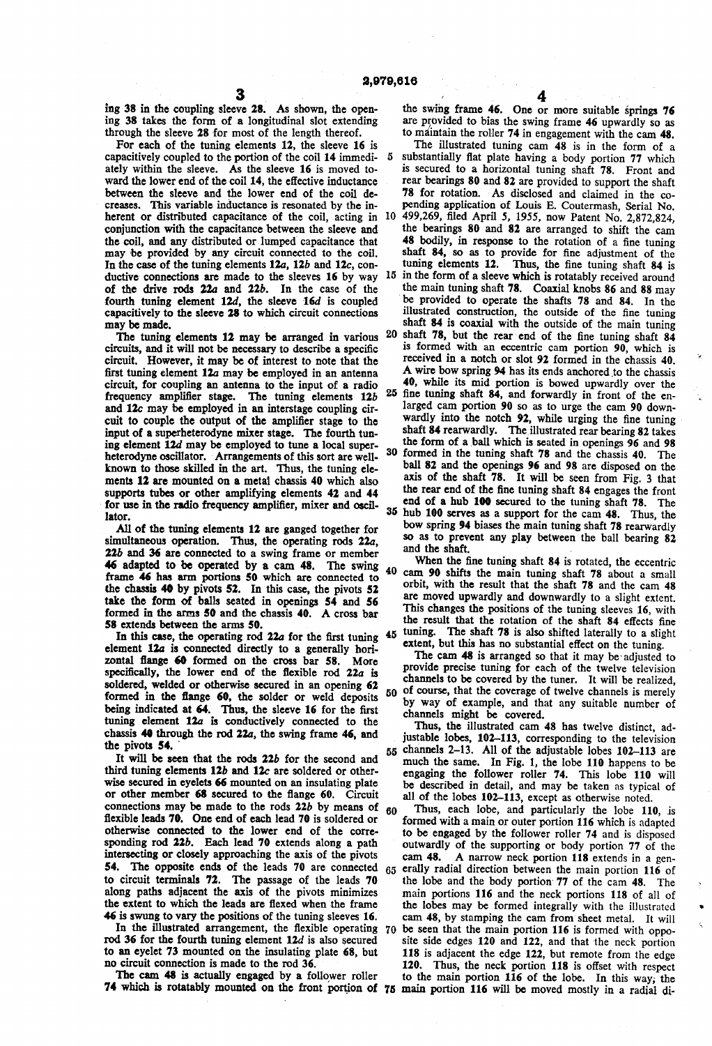ing 38 in the coupling sleeve 28. As shown, the opening 38 takes the form of a longitudinal slot extending through the sleeve 28 for most of the length thereof.

For each of the tuning elements 12, the sleeve 16 is capacitively coupled to the portion of the coil 14 immediately within the sleeve. As the sleeve 16 is moved toward the lower end of the coil 14, the effective inductance between the sleeve and the lower end of the coil decreases. This variable inductance is resonated by the inherent or distributed capacitance of the coil, acting in conjunction with the capacitance between the sleeve and the coil, and any distributed or lumped capacitance that may be provided by any circuit connected to the coil. In the case of the tuning elements 12a, 12b and 12c, conductive connections are made to the sleeves 16 by way of the drive rods 22a and 22b. In the case of the fourth tuning element 12d, the sleeve 16d is coupled capacitively to the sleeve 28 to which circuit connections may be made.

The tuning elements 12 may be arranged in various circuits, and it will not be necessary to describe a specific circuit. However, it may be of interest to note that the first tuning element 12a may be employed in an antenna circuit, for coupling an antenna to the input of a radio frequency amplifier stage. The tuning elements 12b and 12c may be employed in an interstage coupling circuit to couple the output of the amplifier stage to the input of a superheterodyne mixer stage. The fourth tuning element 12d may be employed to tune a local superheterodyne oscillator. Arrangements of this sort are well-known to those skilled in the art. Thus, the tuning elements 12 are mounted on a metal chassis 40 which also supports tubes or other amplifying elements 42 and 44 for use in the radio frequency amplifier, mixer and oscillator.

All of the tuning elements 12 are ganged together for simultaneous operation. Thus, the operating rods 22a, 22b and 36 are connected to a swing frame or member 46 adapted to be operated by a cam 48. The swing frame 46 has arm portions 50 which are connected to the chassis 40 by pivots 52. In this case, the pivots 52 take the form of balls seated in openings 54 and 56 formed in the arms 50 and the chassis 40. A cross bar 58 extends between the arms 50.

In this case, the operating rod 22a for the first tuning element 12a is connected directly to a generally horizontal flange 60 formed on the cross bar 58. More specifically, the lower end of the flexible rod 22a is soldered, welded or otherwise secured in an opening 62 formed in the flange 60, the solder or weld deposits being indicated at 64. Thus, the sleeve 16 for the first tuning element 12a is conductively connected to the chassis 40 through the rod 22a, the swing frame 46, and the pivots 54.

It will be seen that the rods 22b for the second and third tuning elements 12b and 12c are soldered or otherwise secured in eyelets 66 mounted on an insulating plate or other member 68 secured to the flange 60. Circuit connections may be made to the rods 22b by means of flexible leads 70. One end of each lead 70 is soldered or otherwise connected to the lower end of the corresponding rod 22b. Each lead 70 extends along a path intersecting or closely approaching the axis of the pivots 54. The opposite ends of the leads 70 are connected to circuit terminals 72. The passage of the leads 70 along paths adjacent the axis of the pivots minimizes the extent to which the leads are flexed when the frame 46 is swung to vary the positions of the tuning sleeves 16.

In the illustrated arrangement, the flexible operating rod 36 for the fourth tuning element 12d is also secured to an eyelet 73 mounted on the insulating plate 68, but no circuit connection is made to the rod 36.

The cam 48 is actually engaged by a follower roller 74 which is rotatably mounted on the front portion of the swing frame 46. One or more suitable springs 76 are provided to bias the swing frame 46 upwardly so as to maintain the roller 74 in engagement with the cam 48.

The illustrated tuning cam 48 is in the form of a substantially flat plate having a body portion 77 which is secured to a horizontal tuning shaft 78. Front and rear bearings 80 and 82 are provided to support the shaft 78 for rotation. As disclosed and claimed in the copending application of Louis E. Coutermash, Serial No. 499,269, filed April 5, 1955, now Patent No. 2,872,824, the bearings 80 and 82 are arranged to shift the cam 48 bodily, in response to the rotation of a fine tuning shaft 84, so as to provide for fine adjustment of the tuning elements 12. Thus, the fine tuning shaft 84 is in the form of a sleeve which is rotatably received around the main tuning shaft 78. Coaxial knobs 86 and 88 may be provided to operate the shafts 78 and 84. In the illustrated construction, the outside of the fine tuning shaft 84 is coaxial with the outside of the main tuning shaft 78, but the rear end of the fine tuning shaft 84 is formed with an eccentric cam portion 90, which is received in a notch or slot 92 formed in the chassis 40. A wire bow spring 94 has its ends anchored to the chassis 40, while its mid portion is bowed upwardly over the fine tuning shaft 84, and forwardly in front of the enlarged cam portion 90 so as to urge the cam 90 downwardly into the notch 92, while urging the fine tuning shaft 84 rearwardly. The illustrated rear bearing 82 takes the form of a ball which is seated in openings 96 and 98 formed in the tuning shaft 78 and the chassis 40. The ball 82 and the openings 96 and 98 are disposed on the axis of the shaft 78. It will be seen from Fig. 3 that the rear end of the fine tuning shaft 84 engages the front end of a hub 100 secured to the tuning shaft 78. The hub 100 serves as a support for the cam 48. Thus, the bow spring 94 biases the main tuning shaft 78 rearwardly so as to prevent any play between the ball bearing 82 and the shaft.

When the fine tuning shaft 84 is rotated, the eccentric cam 90 shifts the main tuning shaft 78 about a small orbit, with the result that the shaft 78 and the cam 48 are moved upwardly and downwardly to a slight extent. This changes the positions of the tuning sleeves 16, with the result that the rotation of the shaft 84 effects fine tuning. The shaft 78 is also shifted laterally to a slight extent, but this has no substantial effect on the tuning.

The cam 48 is arranged so that it may be adjusted to provide precise tuning for each of the twelve television channels to be covered by the tuner. It will be realized, of course, that the coverage of twelve channels is merely by way of example, and that any suitable number of channels might be covered.

Thus, the illustrated cam 48 has twelve distinct, adjustable lobes 102–113, corresponding to the television channels 2–13. All of the adjustable lobes 102–113 are much the same. In Fig. 1, the lobe 110 happens to be engaging the follower roller 74. This lobe 110 will be described in detail, and may be taken as typical of all of the lobes 102–113, except as otherwise noted.

Thus, each lobe, and particularly the lobe 110, is formed with a main or outer portion 116 which is adapted to be engaged by the follower roller 74 and is disposed outwardly of the supporting or body portion 77 of the cam 48. A narrow neck portion 118 extends in a generally radial direction between the main portion 116 of the lobe and the body portion 77 of the cam 48. The main portions 116 and the neck portions 118 of all of the lobes may be formed integrally with the illustrated cam 48, by stamping the cam from sheet metal. It will be seen that the main portion 116 is formed with opposite side edges 120 and 122, and that the neck portion 118 is adjacent the edge 122, but remote from the edge 120. Thus, the neck portion 118 is offset with respect to the main portion 116 of the lobe. In this way, the main portion 116 will be moved mostly in a radial di-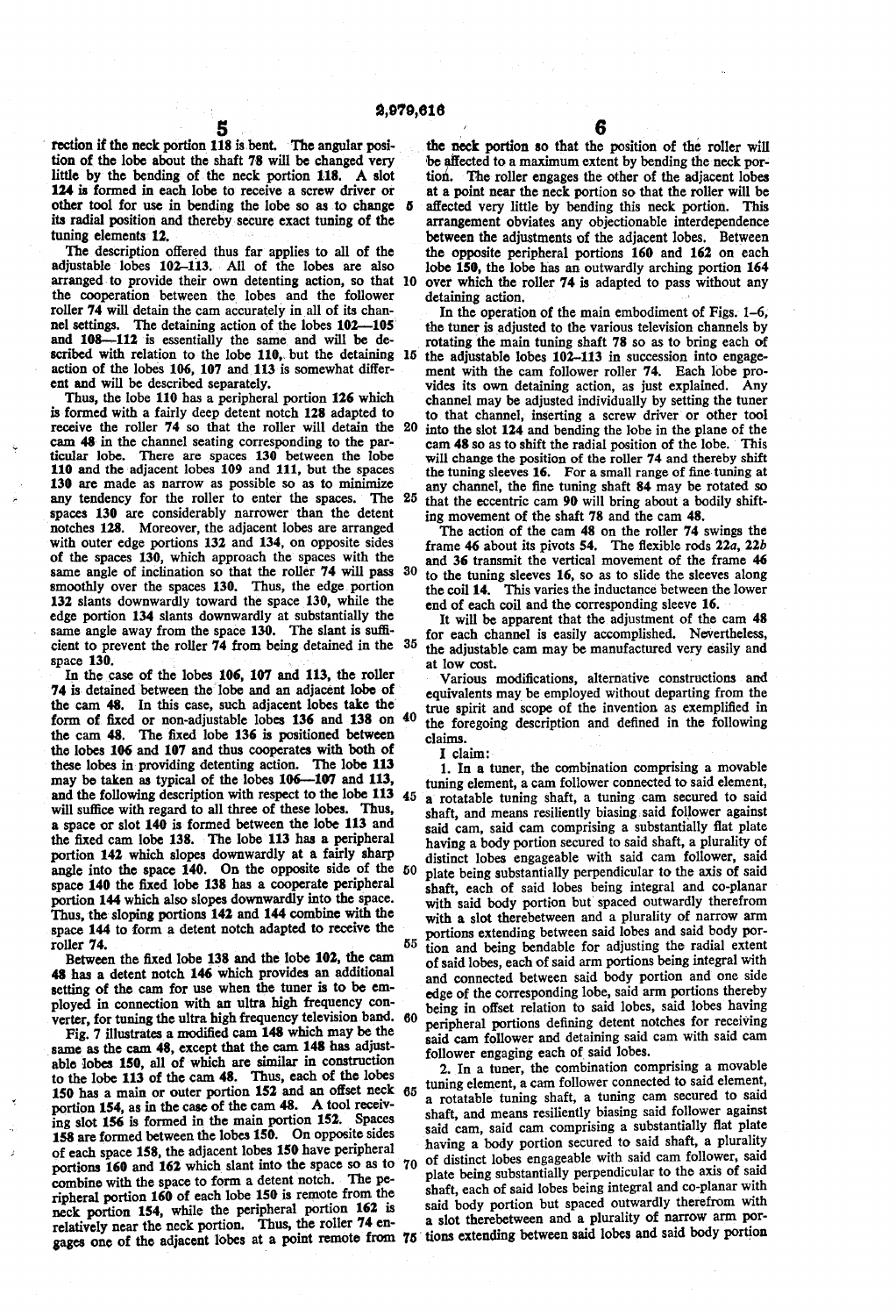rection if the neck portion 118 is bent. The angular position of the lobe about the shaft 78 will be changed very little by the bending of the neck portion 118. A slot 124 is formed in each lobe to receive a screw driver or other tool for use in bending the lobe so as to change its radial position and thereby secure exact tuning of the tuning elements 12.

The description offered thus far applies to all of the adjustable lobes 102–113. All of the lobes are also arranged to provide their own detenting action, so that the cooperation between the lobes and the follower roller 74 will detain the cam accurately in all of its channel settings. The detaining action of the lobes 102—105 and 108—112 is essentially the same and will be described with relation to the lobe 110, but the detaining action of the lobes 106, 107 and 113 is somewhat different and will be described separately.

Thus, the lobe 110 has a peripheral portion 126 which is formed with a fairly deep detent notch 128 adapted to receive the roller 74 so that the roller will detain the cam 48 in the channel seating corresponding to the particular lobe. There are spaces 130 between the lobe 110 and the adjacent lobes 109 and 111, but the spaces 130 are made as narrow as possible so as to minimize any tendency for the roller to enter the spaces. The spaces 130 are considerably narrower than the detent notches 128. Moreover, the adjacent lobes are arranged with outer edge portions 132 and 134, on opposite sides of the spaces 130, which approach the spaces with the same angle of inclination so that the roller 74 will pass smoothly over the spaces 130. Thus, the edge portion 132 slants downwardly toward the space 130, while the edge portion 134 slants downwardly at substantially the same angle away from the space 130. The slant is sufficient to prevent the roller 74 from being detained in the space 130.

In the case of the lobes 106, 107 and 113, the roller 74 is detained between the lobe and an adjacent lobe of the cam 48. In this case, such adjacent lobes take the form of fixed or non-adjustable lobes 136 and 138 on the cam 48. The fixed lobe 136 is positioned between the lobes 106 and 107 and thus cooperates with both of these lobes in providing detenting action. The lobe 113 may be taken as typical of the lobes 106—107 and 113, and the following description with respect to the lobe 113 will suffice with regard to all three of these lobes. Thus, a space or slot 140 is formed between the lobe 113 and the fixed cam lobe 138. The lobe 113 has a peripheral portion 142 which slopes downwardly at a fairly sharp angle into the space 140. On the opposite side of the space 140 the fixed lobe 138 has a cooperate peripheral portion 144 which also slopes downwardly into the space. Thus, the sloping portions 142 and 144 combine with the space 144 to form a detent notch adapted to receive the roller 74.

Between the fixed lobe 138 and the lobe 102, the cam 48 has a detent notch 146 which provides an additional setting of the cam for use when the tuner is to be employed in connection with an ultra high frequency converter, for tuning the ultra high frequency television band.

Fig. 7 illustrates a modified cam 148 which may be the same as the cam 48, except that the cam 148 has adjustable lobes 150, all of which are similar in construction to the lobe 113 of the cam 48. Thus, each of the lobes 150 has a main or outer portion 152 and an offset neck portion 154, as in the case of the cam 48. A tool receiving slot 156 is formed in the main portion 152. Spaces 158 are formed between the lobes 150. On opposite sides of each space 158, the adjacent lobes 150 have peripheral portions 160 and 162 which slant into the space so as to combine with the space to form a detent notch. The peripheral portion 160 of each lobe 150 is remote from the neck portion 154, while the peripheral portion 162 is relatively near the neck portion. Thus, the roller 74 engages one of the adjacent lobes at a point remote from the neck portion so that the position of the roller will be affected to a maximum extent by bending the neck portion. The roller engages the other of the adjacent lobes at a point near the neck portion so that the roller will be affected very little by bending this neck portion. This arrangement obviates any objectionable interdependence between the adjustments of the adjacent lobes. Between the opposite peripheral portions 160 and 162 on each lobe 150, the lobe has an outwardly arching portion 164 over which the roller 74 is adapted to pass without any detaining action.

In the operation of the main embodiment of Figs. 1–6, the tuner is adjusted to the various television channels by rotating the main tuning shaft 78 so as to bring each of the adjustable lobes 102–113 in succession into engagement with the cam follower roller 74. Each lobe provides its own detaining action, as just explained. Any channel may be adjusted individually by setting the tuner to that channel, inserting a screw driver or other tool into the slot 124 and bending the lobe in the plane of the cam 48 so as to shift the radial position of the lobe. This will change the position of the roller 74 and thereby shift the tuning sleeves 16. For a small range of fine tuning at any channel, the fine tuning shaft 84 may be rotated so that the eccentric cam 90 will bring about a bodily shifting movement of the shaft 78 and the cam 48.

The action of the cam 48 on the roller 74 swings the frame 46 about its pivots 54. The flexible rods 22a, 22b and 36 transmit the vertical movement of the frame 46 to the tuning sleeves 16, so as to slide the sleeves along the coil 14. This varies the inductance between the lower end of each coil and the corresponding sleeve 16.

It will be apparent that the adjustment of the cam 48 for each channel is easily accomplished. Nevertheless, the adjustable cam may be manufactured very easily and at low cost.

Various modifications, alternative constructions and equivalents may be employed without departing from the true spirit and scope of the invention as exemplified in the foregoing description and defined in the following claims.

I claim:

1. In a tuner, the combination comprising a movable tuning element, a cam follower connected to said element, a rotatable tuning shaft, a tuning cam secured to said shaft, and means resiliently biasing said follower against said cam, said cam comprising a substantially flat plate having a body portion secured to said shaft, a plurality of distinct lobes engageable with said cam follower, said plate being substantially perpendicular to the axis of said shaft, each of said lobes being integral and co-planar with said body portion but spaced outwardly therefrom with a slot therebetween and a plurality of narrow arm portions extending between said lobes and said body portion and being bendable for adjusting the radial extent of said lobes, each of said arm portions being integral with and connected between said body portion and one side edge of the corresponding lobe, said arm portions thereby being in offset relation to said lobes, said lobes having peripheral portions defining detent notches for receiving said cam follower and detaining said cam with said cam follower engaging each of said lobes.

2. In a tuner, the combination comprising a movable tuning element, a cam follower connected to said element, a rotatable tuning shaft, a tuning cam secured to said shaft, and means resiliently biasing said follower against said cam, said cam comprising a substantially flat plate having a body portion secured to said shaft, a plurality of distinct lobes engageable with said cam follower, said plate being substantially perpendicular to the axis of said shaft, each of said lobes being integral and co-planar with said body portion but spaced outwardly therefrom with a slot therebetween and a plurality of narrow arm portions extending between said lobes and said body portion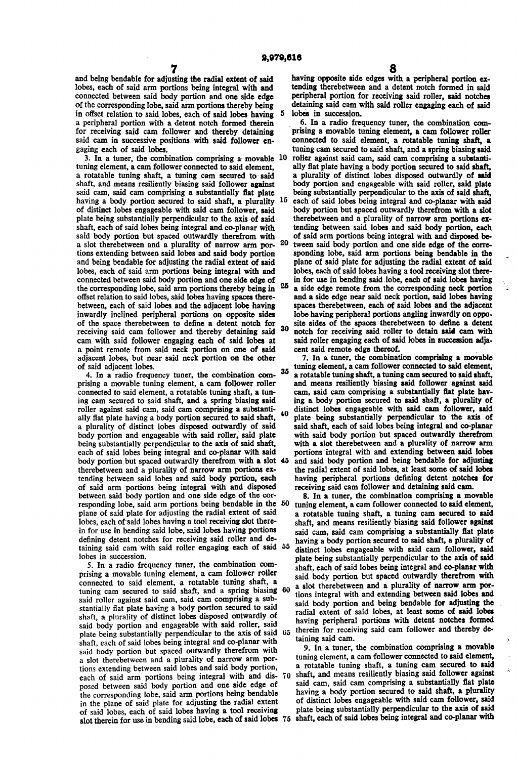and being bendable for adjusting the radial extent of said lobes, each of said arm portions being integral with and connected between said body portion and one side edge of the corresponding lobe, said arm portions thereby being in offset relation to said lobes, each of said lobes having a peripheral portion with a detent notch formed therein for receiving said cam follower and thereby detaining said cam in successive positions with said follower engaging each of said lobes.

3. In a tuner, the combination comprising a movable tuning element, a cam follower connected to said element, a rotatable tuning shaft, a tuning cam secured to said shaft, and means resiliently biasing said follower against said cam, said cam comprising a substantially flat plate having a body portion secured to said shaft, a plurality of distinct lobes engageable with said cam follower, said plate being substantially perpendicular to the axis of said shaft, each of said lobes being integral and co-planar with said body portion but spaced outwardly therefrom with a slot therebetween and a plurality of narrow arm portions extending between said lobes and said body portion and being bendable for adjusting the radial extent of said lobes, each of said arm portions being integral with and connected between said body portion and one side edge of the corresponding lobe, said arm portions thereby being in offset relation to said lobes, said lobes having spaces therebetween, each of said lobes and the adjacent lobe having inwardly inclined peripheral portions on opposite sides of the space therebetween to define a detent notch for receiving said cam follower and thereby detaining said cam with said follower engaging each of said lobes at a point remote from said neck portion on one of said adjacent lobes, but near said neck portion on the other of said adjacent lobes.

4. In a radio frequency tuner, the combination comprising a movable tuning element, a cam follower roller connected to said element, a rotatable tuning shaft, a tuning cam secured to said shaft, and a spring biasing said roller against said cam, said cam comprising a substantially flat plate having a body portion secured to said shaft, a plurality of distinct lobes disposed outwardly of said body portion and engageable with said roller, said plate being substantially perpendicular to the axis of said shaft, each of said lobes being integral and co-planar with said body portion but spaced outwardly therefrom with a slot therebetween and a plurality of narrow arm portions extending between said lobes and said body portion, each of said arm portions being integral with and disposed between said body portion and one side edge of the corresponding lobe, said arm portions being bendable in the plane of said plate for adjusting the radial extent of said lobes, each of said lobes having a tool receiving slot therein for use in bending said lobe, said lobes having portions defining detent notches for receiving said roller and detaining said cam with said roller engaging each of said lobes in succession.

5. In a radio frequency tuner, the combination comprising a movable tuning element, a cam follower roller connected to said element, a rotatable tuning shaft, a tuning cam secured to said shaft, and a spring biasing said roller against said cam, said cam comprising a substantially flat plate having a body portion secured to said shaft, a plurality of distinct lobes disposed outwardly of said body portion and engageable with said roller, said plate being substantially perpendicular to the axis of said shaft, each of said lobes being integral and co-planar with said body portion but spaced outwardly therefrom with a slot therebetween and a plurality of narrow arm portions extending between said lobes and said body portion, each of said arm portions being integral with and disposed between said body portion and one side edge of the corresponding lobe, said arm portions being bendable in the plane of said plate for adjusting the radial extent of said lobes, each of said lobes having a tool receiving slot therein for use in bending said lobe, each of said lobes having opposite side edges with a peripheral portion extending therebetween and a detent notch formed in said peripheral portion for receiving said roller, said notches detaining said cam with said roller engaging each of said lobes in succession.

6. In a radio frequency tuner, the combination comprising a movable tuning element, a cam follower roller connected to said element, a rotatable tuning shaft, a tuning cam secured to said shaft, and a spring biasing said roller against said cam, said cam comprising a substantially flat plate having a body portion secured to said shaft, a plurality of distinct lobes disposed outwardly of said body portion and engageable with said roller, said plate being substantially perpendicular to the axis of said shaft, each of said lobes being integral and co-planar with said body portion but spaced outwardly therefrom with a slot therebetween and a plurality of narrow arm portions extending between said lobes and said body portion, each of said arm portions being integral with and disposed between said body portion and one side edge of the corresponding lobe, said arm portions being bendable in the plane of said plate for adjusting the radial extent of said lobes, each of said lobes having a tool receiving slot therein for use in bending said lobe, each of said lobes having a side edge remote from the corresponding neck portion and a side edge near said neck portion, said lobes having spaces therebetween, each of said lobes and the adjacent lobe having peripheral portions angling inwardly on opposite sides of the spaces therebetween to define a detent notch for receiving said roller to detain said cam with said roller engaging each of said lobes in succession adjacent said remote edge thereof.

7. In a tuner, the combination comprising a movable tuning element, a cam follower connected to said element, a rotatable tuning shaft, a tuning cam secured to said shaft, and means resiliently biasing said follower against said cam, said cam comprising a substantially flat plate having a body portion secured to said shaft, a plurality of distinct lobes engageable with said cam follower, said plate being substantially perpendicular to the axis of said shaft, each of said lobes being integral and co-planar with said body portion but spaced outwardly therefrom with a slot therebetween and a plurality of narrow arm portions integral with and extending between said lobes and said body portion and being bendable for adjusting the radial extent of said lobes, at least some of said lobes having peripheral portions defining detent notches for receiving said cam follower and detaining said cam.

8. In a tuner, the combination comprising a movable tuning element, a cam follower connected to said element, a rotatable tuning shaft, a tuning cam secured to said shaft, and means resiliently biasing said follower against said cam, said cam comprising a substantially flat plate having a body portion secured to said shaft, a plurality of distinct lobes engageable with said cam follower, said plate being substantially perpendicular to the axis of said shaft, each of said lobes being integral and co-planar with said body portion but spaced outwardly therefrom with a slot therebetween and a plurality of narrow arm portions integral with and extending between said lobes and said body portion and being bendable for adjusting the radial extent of said lobes, at least some of said lobes having peripheral portions with detent notches formed therein for receiving said cam follower and thereby detaining said cam.

9. In a tuner, the combination comprising a movable tuning element, a cam follower connected to said element, a rotatable tuning shaft, a tuning cam secured to said shaft, and means resiliently biasing said follower against said cam, said cam comprising a substantially flat plate having a body portion secured to said shaft, a plurality of distinct lobes engageable with said cam follower, said plate being substantially perpendicular to the axis of said shaft, each of said lobes being integral and co-planar with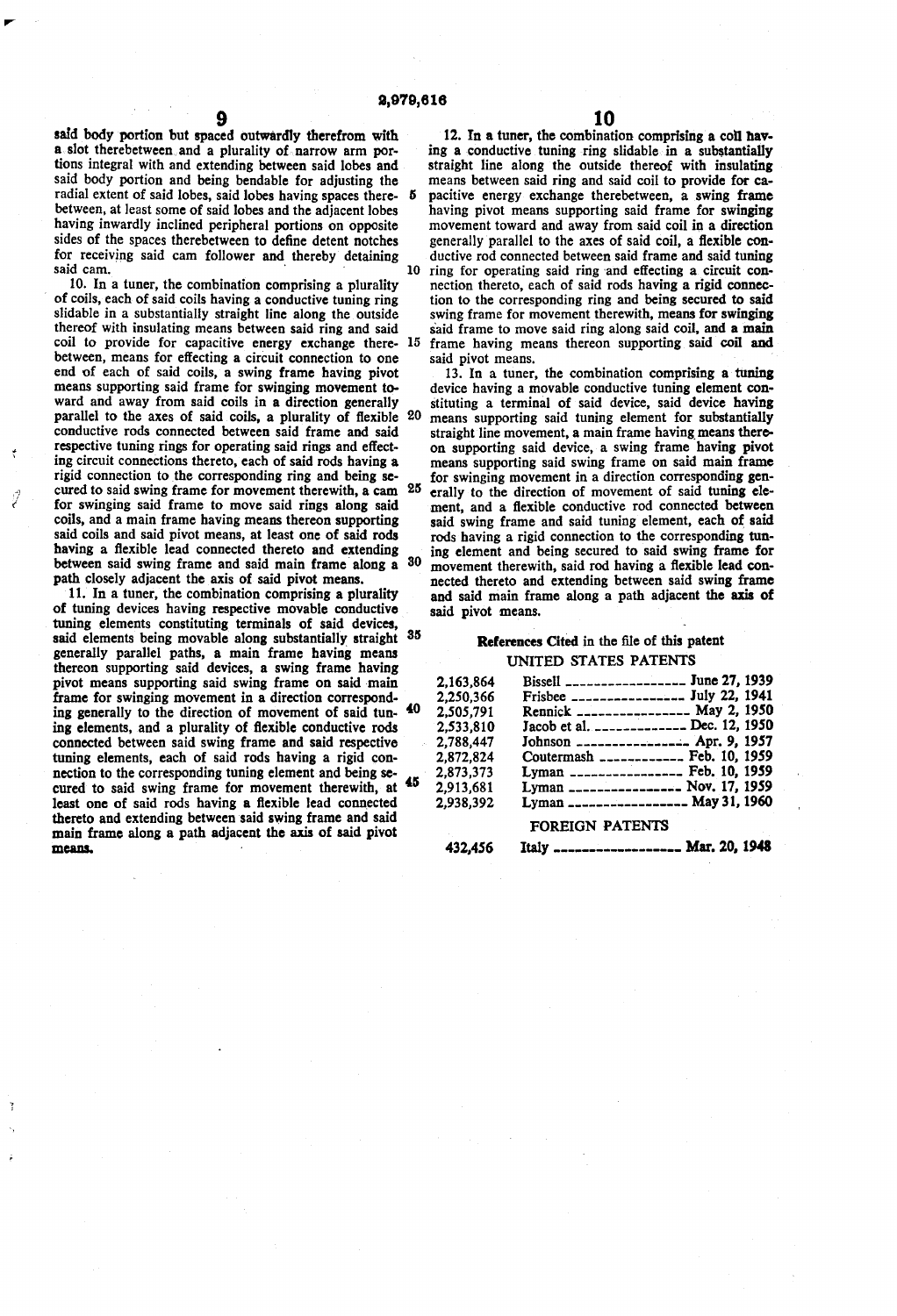said body portion but spaced outwardly therefrom with a slot therebetween and a plurality of narrow arm portions integral with and extending between said lobes and said body portion and being bendable for adjusting the radial extent of said lobes, said lobes having spaces therebetween, at least some of said lobes and the adjacent lobes having inwardly inclined peripheral portions on opposite sides of the spaces therebetween to define detent notches for receiving said cam follower and thereby detaining said cam.

10. In a tuner, the combination comprising a plurality of coils, each of said coils having a conductive tuning ring slidable in a substantially straight line along the outside thereof with insulating means between said ring and said coil to provide for capacitive energy exchange therebetween, means for effecting a circuit connection to one end of each of said coils, a swing frame having pivot means supporting said frame for swinging movement toward and away from said coils in a direction generally parallel to the axes of said coils, a plurality of flexible conductive rods connected between said frame and said respective tuning rings for operating said rings and effecting circuit connections thereto, each of said rods having a rigid connection to the corresponding ring and being secured to said swing frame for movement therewith, a cam for swinging said frame to move said rings along said coils, and a main frame having means thereon supporting said coils and said pivot means, at least one of said rods having a flexible lead connected thereto and extending between said swing frame and said main frame along a path closely adjacent the axis of said pivot means.

11. In a tuner, the combination comprising a plurality of tuning devices having respective movable conductive tuning elements constituting terminals of said devices, said elements being movable along substantially straight generally parallel paths, a main frame having means thereon supporting said devices, a swing frame having pivot means supporting said swing frame on said main frame for swinging movement in a direction corresponding generally to the direction of movement of said tuning elements, and a plurality of flexible conductive rods connected between said swing frame and said respective tuning elements, each of said rods having a rigid connection to the corresponding tuning element and being secured to said swing frame for movement therewith, at least one of said rods having a flexible lead connected thereto and extending between said swing frame and said main frame along a path adjacent the axis of said pivot means.

12. In a tuner, the combination comprising a coil having a conductive tuning ring slidable in a substantially straight line along the outside thereof with insulating means between said ring and said coil to provide for capacitive energy exchange therebetween, a swing frame having pivot means supporting said frame for swinging movement toward and away from said coil in a direction generally parallel to the axes of said coil, a flexible conductive rod connected between said frame and said tuning ring for operating said ring and effecting a circuit connection thereto, each of said rods having a rigid connection to the corresponding ring and being secured to said swing frame for movement therewith, means for swinging said frame to move said ring along said coil, and a main frame having means thereon supporting said coil and said pivot means.

13. In a tuner, the combination comprising a tuning device having a movable conductive tuning element constituting a terminal of said device, said device having means supporting said tuning element for substantially straight line movement, a main frame having means thereon supporting said device, a swing frame having pivot means supporting said swing frame on said main frame for swinging movement in a direction corresponding generally to the direction of movement of said tuning element, and a flexible conductive rod connected between said swing frame and said tuning element, each of said rods having a rigid connection to the corresponding tuning element and being secured to said swing frame for movement therewith, said rod having a flexible lead connected thereto and extending between said swing frame and said main frame along a path adjacent the axis of said pivot means.

## References Cited in the file of this patent

### UNITED STATES PATENTS

| | | |
|---|---|---|
| 2,163,864 | Bissell | June 27, 1939 |
| 2,250,366 | Frisbee | July 22, 1941 |
| 2,505,791 | Rennick | May 2, 1950 |
| 2,533,810 | Jacob et al. | Dec. 12, 1950 |
| 2,788,447 | Johnson | Apr. 9, 1957 |
| 2,872,824 | Coutermash | Feb. 10, 1959 |
| 2,873,373 | Lyman | Feb. 10, 1959 |
| 2,913,681 | Lyman | Nov. 17, 1959 |
| 2,938,392 | Lyman | May 31, 1960 |

### FOREIGN PATENTS

| | | |
|---|---|---|
| 432,456 | Italy | Mar. 20, 1948 |